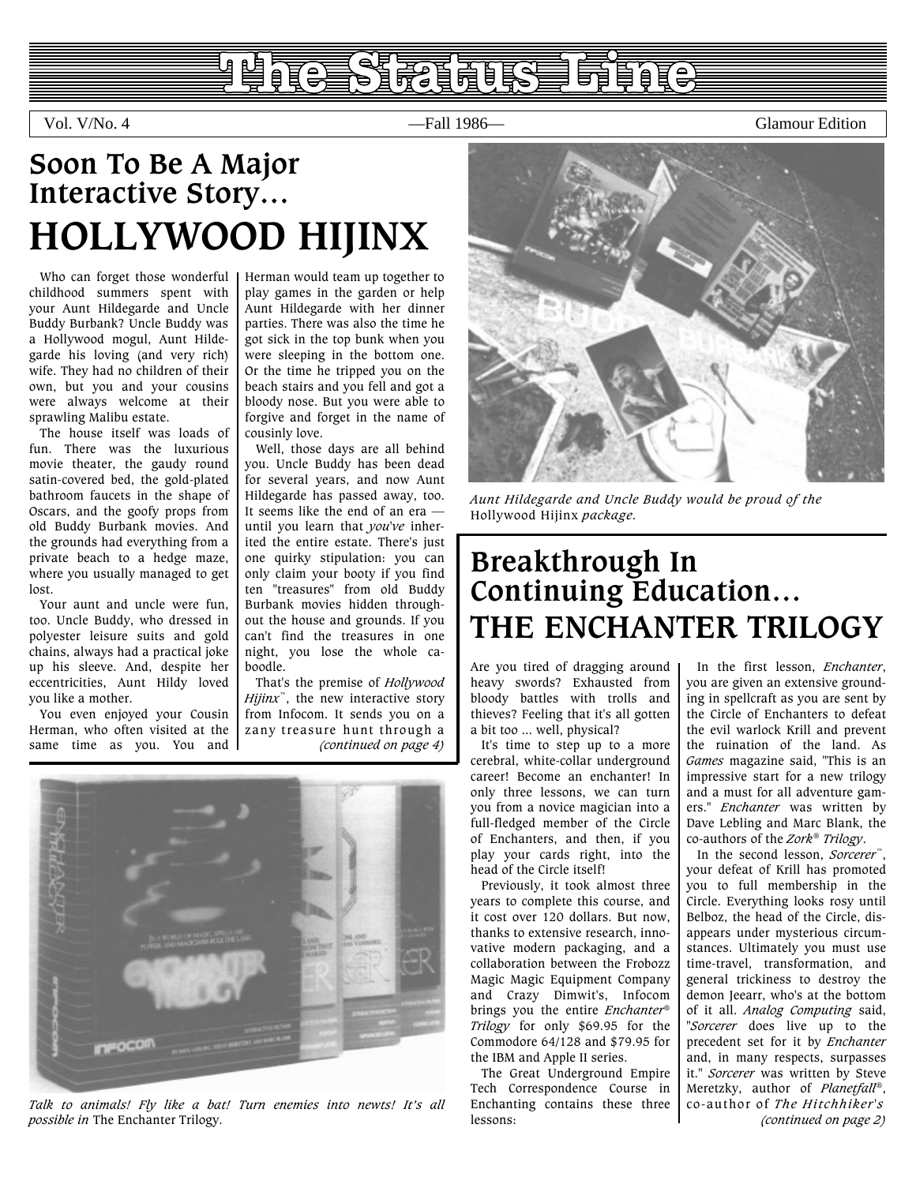# The Status Line

Vol. V/No. 4 —Fall 1986— Glamour Edition

## Soon To Be A Major Interactive Story...

# HOLLYWOOD HIJINX

Who can forget those wonderful childhood summers spent with your Aunt Hildegarde and Uncle Buddy Burbank? Uncle Buddy was a Hollywood mogul, Aunt Hildegarde his loving (and very rich) wife. They had no children of their own, but you and your cousins were always welcome at their sprawling Malibu estate.

The house itself was loads of fun. There was the luxurious movie theater, the gaudy round satin-covered bed, the gold-plated bathroom faucets in the shape of Oscars, and the goofy props from old Buddy Burbank movies. And the grounds had everything from a private beach to a hedge maze, where you usually managed to get lost.

Your aunt and uncle were fun, too. Uncle Buddy, who dressed in polyester leisure suits and gold chains, always had a practical joke up his sleeve. And, despite her eccentricities, Aunt Hildy loved you like a mother.

You even enjoyed your Cousin Herman, who often visited at the same time as you. You and Herman would team up together to play games in the garden or help Aunt Hildegarde with her dinner parties. There was also the time he got sick in the top bunk when you were sleeping in the bottom one. Or the time he tripped you on the beach stairs and you fell and got a bloody nose. But you were able to forgive and forget in the name of cousinly love.

Well, those days are all behind you. Uncle Buddy has been dead for several years, and now Aunt Hildegarde has passed away, too. It seems like the end of an era — until you learn that *you've* inherited the entire estate. There's just one quirky stipulation: you can only claim your booty if you find ten "treasures" from old Buddy Burbank movies hidden throughout the house and grounds. If you can't find the treasures in one night, you lose the whole caboodle.

That's the premise of *Hollywood Hijinx*™, the new interactive story from Infocom. It sends you on a zany treasure hunt through a *(continued on page 4)*

*Aunt Hildegarde and Uncle Buddy would be proud of the* Hollywood Hijinx *package.*

*Talk to animals! Fly like a bat! Turn enemies into newts! It's all possible in* The Enchanter Trilogy.

## Breakthrough In Continuing Education...

# THE ENCHANTER TRILOGY

Are you tired of dragging around heavy swords? Exhausted from bloody battles with trolls and thieves? Feeling that it's all gotten a bit too ... well, physical?

It's time to step up to a more cerebral, white-collar underground career! Become an enchanter! In only three lessons, we can turn you from a novice magician into a full-fledged member of the Circle of Enchanters, and then, if you play your cards right, into the head of the Circle itself!

Previously, it took almost three years to complete this course, and it cost over 120 dollars. But now, thanks to extensive research, innovative modern packaging, and a collaboration between the Frobozz Magic Magic Equipment Company and Crazy Dimwit's, Infocom brings you the entire *Enchanter*® *Trilogy* for only $69.95 for the Commodore 64/128 and $79.95 for the IBM and Apple II series.

The Great Underground Empire Tech Correspondence Course in Enchanting contains these three lessons:

In the first lesson, *Enchanter*, you are given an extensive grounding in spellcraft as you are sent by the Circle of Enchanters to defeat the evil warlock Krill and prevent the ruination of the land. As *Games* magazine said, "This is an impressive start for a new trilogy and a must for all adventure gamers." *Enchanter* was written by Dave Lebling and Marc Blank, the co-authors of the *Zork*® *Trilogy*.

In the second lesson, *Sorcerer*™, your defeat of Krill has promoted you to full membership in the Circle. Everything looks rosy until Belboz, the head of the Circle, disappears under mysterious circumstances. Ultimately you must use time-travel, transformation, and general trickiness to destroy the demon Jeearr, who's at the bottom of it all. *Analog Computing* said, "*Sorcerer* does live up to the precedent set for it by *Enchanter* and, in many respects, surpasses it." *Sorcerer* was written by Steve Meretzky, author of *Planetfall*®, co-author of *The Hitchhiker's* *(continued on page 2)*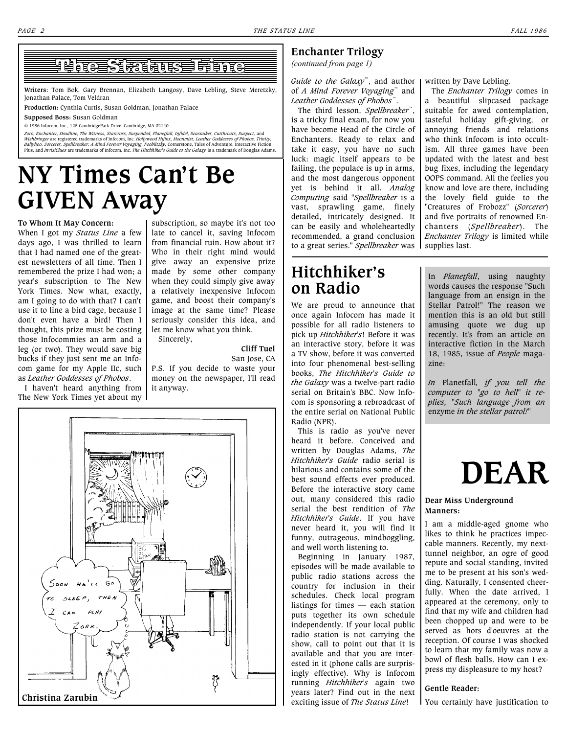# The Status Line

**Writers:** Tom Bok, Gary Brennan, Elizabeth Langosy, Dave Lebling, Steve Meretzky, Jonathan Palace, Tom Veldran

**Production:** Cynthia Curtis, Susan Goldman, Jonathan Palace

**Supposed Boss:** Susan Goldman

© 1986 Infocom, Inc., 125 CambridgePark Drive, Cambridge, MA 02140

*Zork, Enchanter, Deadline, The Witness, Starcross, Suspended, Planetfall, Infidel, Seastalker, Cutthroats, Suspect,* and *Wishbringer* are registered trademarks of Infocom, Inc. *Hollywood Hijinx, Moonmist, Leather Goddesses of Phobos, Trinity, Ballyhoo, Sorcerer, Spellbreaker, A Mind Forever Voyaging, Fooblitzky*, Cornerstone, Tales of Adventure, Interactive Fiction Plus, and *InvisiClues* are trademarks of Infocom, Inc. *The Hitchhiker's Guide to the Galaxy* is a trademark of Douglas Adams.

# NY Times Can't Be GIVEN Away

**To Whom It May Concern:**

When I got my *Status Line* a few days ago, I was thrilled to learn that I had named one of the greatest newsletters of all time. Then I remembered the prize I had won; a year's subscription to The New York Times. Now what, exactly, am I going to do with that? I can't use it to line a bird cage, because I don't even have a bird! Then I thought, this prize must be costing those Infocommies an arm and a leg (or two). They would save big bucks if they just sent me an Infocom game for my Apple IIc, such as *Leather Goddesses of Phobos*.

I haven't heard anything from The New York Times yet about my subscription, so maybe it's not too late to cancel it, saving Infocom from financial ruin. How about it? Who in their right mind would give away an expensive prize made by some other company when they could simply give away a relatively inexpensive Infocom game, and boost their company's image at the same time? Please seriously consider this idea, and let me know what you think.

Sincerely,

**Cliff Tuel**
San Jose, CA

P.S. If you decide to waste your money on the newspaper, I'll read it anyway.

**Christina Zarubin**

## Enchanter Trilogy

*(continued from page 1)*

*Guide to the Galaxy*™, and author of *A Mind Forever Voyaging*™ and *Leather Goddesses of Phobos*™.

The third lesson, *Spellbreaker*™, is a tricky final exam, for now you have become Head of the Circle of Enchanters. Ready to relax and take it easy, you have no such luck: magic itself appears to be failing, the populace is up in arms, and the most dangerous opponent yet is behind it all. *Analog Computing* said "*Spellbreaker* is a vast, sprawling game, finely detailed, intricately designed. It can be easily and wholeheartedly recommended, a grand conclusion to a great series." *Spellbreaker* was written by Dave Lebling.

The *Enchanter Trilogy* comes in a beautiful slipcased package suitable for awed contemplation, tasteful holiday gift-giving, or annoying friends and relations who think Infocom is into occultism. All three games have been updated with the latest and best bug fixes, including the legendary OOPS command. All the feelies you know and love are there, including the lovely field guide to the "Creatures of Frobozz" (*Sorcerer*) and five portraits of renowned Enchanters (*Spellbreaker*). The *Enchanter Trilogy* is limited while supplies last.

# Hitchhiker's on Radio

We are proud to announce that once again Infocom has made it possible for all radio listeners to pick up *Hitchhiker's*! Before it was an interactive story, before it was a TV show, before it was converted into four phenomenal best-selling books, *The Hitchhiker's Guide to the Galaxy* was a twelve-part radio serial on Britain's BBC. Now Infocom is sponsoring a rebroadcast of the entire serial on National Public Radio (NPR).

This is radio as you've never heard it before. Conceived and written by Douglas Adams, *The Hitchhiker's Guide* radio serial is hilarious and contains some of the best sound effects ever produced. Before the interactive story came out, many considered this radio serial the best rendition of *The Hitchhiker's Guide*. If you have never heard it, you will find it funny, outrageous, mindboggling, and well worth listening to.

Beginning in January 1987, episodes will be made available to public radio stations across the country for inclusion in their schedules. Check local program listings for times — each station puts together its own schedule independently. If your local public radio station is not carrying the show, call to point out that it is available and that you are interested in it (phone calls are surprisingly effective). Why is Infocom running *Hitchhiker's* again two years later? Find out in the next exciting issue of *The Status Line*!

In *Planetfall*, using naughty words causes the response "Such language from an ensign in the Stellar Patrol!" The reason we mention this is an old but still amusing quote we dug up recently. It's from an article on interactive fiction in the March 18, 1985, issue of *People* magazine:

*In* Planetfall*, if you tell the computer to "go to hell" it replies, "Such language from an* enzyme *in the stellar patrol!"*

# DEAR

**Dear Miss Underground Manners:**

I am a middle-aged gnome who likes to think he practices impeccable manners. Recently, my next-tunnel neighbor, an ogre of good repute and social standing, invited me to be present at his son's wedding. Naturally, I consented cheerfully. When the date arrived, I appeared at the ceremony, only to find that my wife and children had been chopped up and were to be served as hors d'oeuvres at the reception. Of course I was shocked to learn that my family was now a bowl of flesh balls. How can I express my displeasure to my host?

**Gentle Reader:**

You certainly have justification to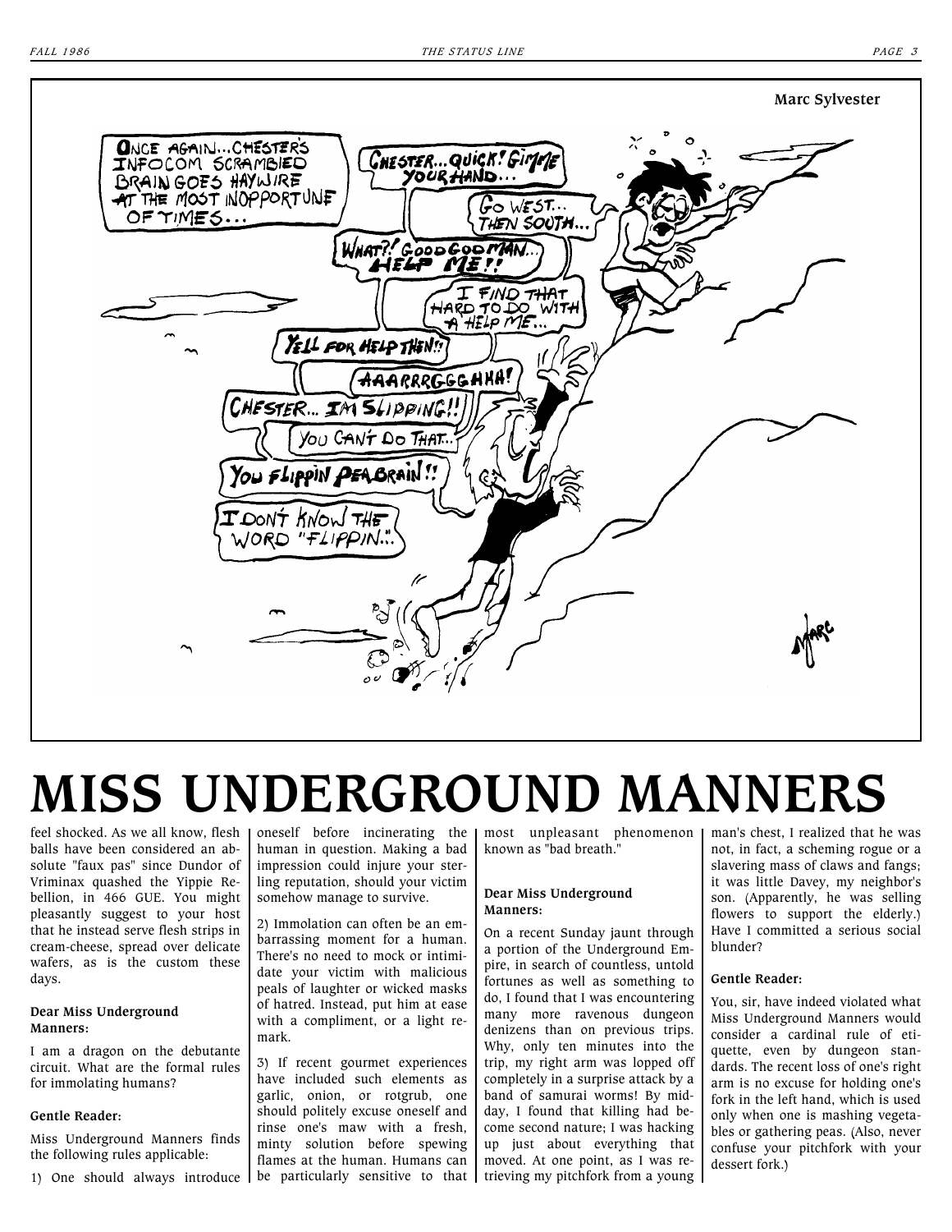Marc Sylvester

# MISS UNDERGROUND MANNERS

feel shocked. As we all know, flesh balls have been considered an absolute "faux pas" since Dundor of Vriminax quashed the Yippie Rebellion, in 466 GUE. You might pleasantly suggest to your host that he instead serve flesh strips in cream-cheese, spread over delicate wafers, as is the custom these days.

**Dear Miss Underground Manners:**

I am a dragon on the debutante circuit. What are the formal rules for immolating humans?

**Gentle Reader:**

Miss Underground Manners finds the following rules applicable:

1) One should always introduce oneself before incinerating the human in question. Making a bad impression could injure your sterling reputation, should your victim somehow manage to survive.

2) Immolation can often be an embarrassing moment for a human. There's no need to mock or intimidate your victim with malicious peals of laughter or wicked masks of hatred. Instead, put him at ease with a compliment, or a light remark.

3) If recent gourmet experiences have included such elements as garlic, onion, or rotgrub, one should politely excuse oneself and rinse one's maw with a fresh, minty solution before spewing flames at the human. Humans can be particularly sensitive to that most unpleasant phenomenon known as "bad breath."

**Dear Miss Underground Manners:**

On a recent Sunday jaunt through a portion of the Underground Empire, in search of countless, untold fortunes as well as something to do, I found that I was encountering many more ravenous dungeon denizens than on previous trips. Why, only ten minutes into the trip, my right arm was lopped off completely in a surprise attack by a band of samurai worms! By midday, I found that killing had become second nature; I was hacking up just about everything that moved. At one point, as I was retrieving my pitchfork from a young man's chest, I realized that he was not, in fact, a scheming rogue or a slavering mass of claws and fangs; it was little Davey, my neighbor's son. (Apparently, he was selling flowers to support the elderly.) Have I committed a serious social blunder?

**Gentle Reader:**

You, sir, have indeed violated what Miss Underground Manners would consider a cardinal rule of etiquette, even by dungeon standards. The recent loss of one's right arm is no excuse for holding one's fork in the left hand, which is used only when one is mashing vegetables or gathering peas. (Also, never confuse your pitchfork with your dessert fork.)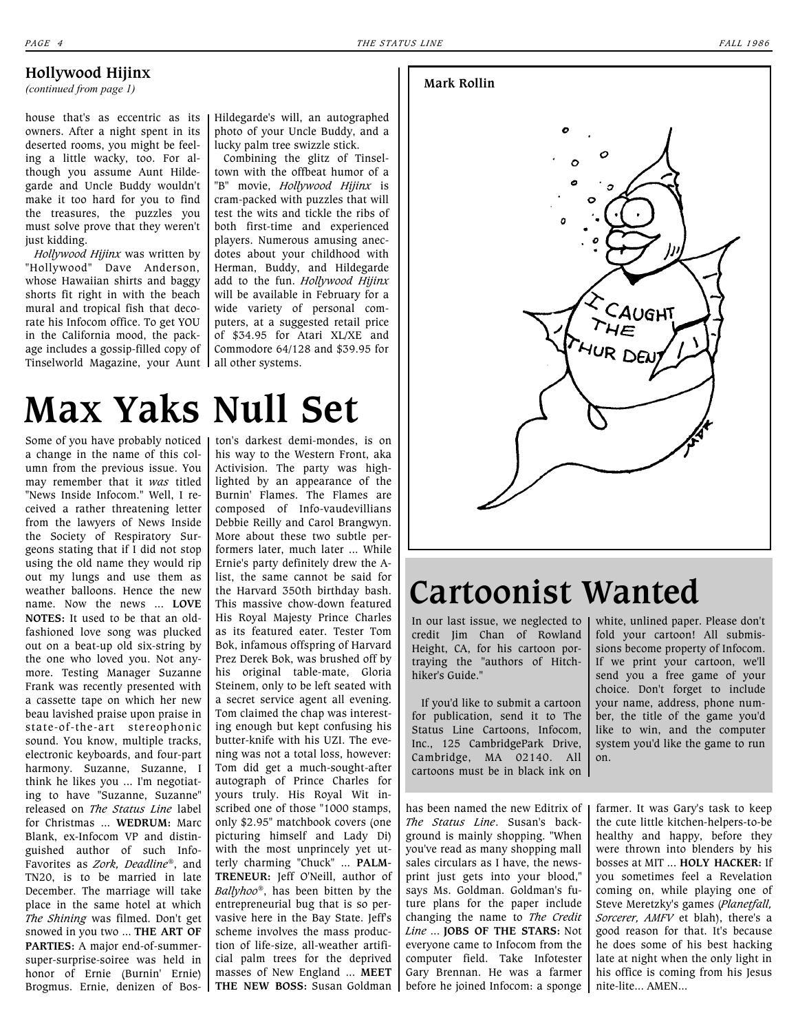## Hollywood Hijinx

*(continued from page 1)*

house that's as eccentric as its owners. After a night spent in its deserted rooms, you might be feeling a little wacky, too. For although you assume Aunt Hildegarde and Uncle Buddy wouldn't make it too hard for you to find the treasures, the puzzles you must solve prove that they weren't just kidding.

*Hollywood Hijinx* was written by "Hollywood" Dave Anderson, whose Hawaiian shirts and baggy shorts fit right in with the beach mural and tropical fish that decorate his Infocom office. To get YOU in the California mood, the package includes a gossip-filled copy of Tinselworld Magazine, your Aunt Hildegarde's will, an autographed photo of your Uncle Buddy, and a lucky palm tree swizzle stick.

Combining the glitz of Tinseltown with the offbeat humor of a "B" movie, *Hollywood Hijinx* is cram-packed with puzzles that will test the wits and tickle the ribs of both first-time and experienced players. Numerous amusing anecdotes about your childhood with Herman, Buddy, and Hildegarde add to the fun. *Hollywood Hijinx* will be available in February for a wide variety of personal computers, at a suggested retail price of $34.95 for Atari XL/XE and Commodore 64/128 and $39.95 for all other systems.

**Mark Rollin**

# Max Yaks Null Set

Some of you have probably noticed a change in the name of this column from the previous issue. You may remember that it *was* titled "News Inside Infocom." Well, I received a rather threatening letter from the lawyers of News Inside the Society of Respiratory Surgeons stating that if I did not stop using the old name they would rip out my lungs and use them as weather balloons. Hence the new name. Now the news ... **LOVE NOTES:** It used to be that an old-fashioned love song was plucked out on a beat-up old six-string by the one who loved you. Not anymore. Testing Manager Suzanne Frank was recently presented with a cassette tape on which her new beau lavished praise upon praise in state-of-the-art stereophonic sound. You know, multiple tracks, electronic keyboards, and four-part harmony. Suzanne, Suzanne, I think he likes you ... I'm negotiating to have "Suzanne, Suzanne" released on *The Status Line* label for Christmas ... **WEDRUM:** Marc Blank, ex-Infocom VP and distinguished author of such Info-Favorites as *Zork, Deadline*®, and TN20, is to be married in late December. The marriage will take place in the same hotel at which *The Shining* was filmed. Don't get snowed in you two ... **THE ART OF PARTIES:** A major end-of-summer-super-surprise-soiree was held in honor of Ernie (Burnin' Ernie) Brogmus. Ernie, denizen of Boston's darkest demi-mondes, is on his way to the Western Front, aka Activision. The party was highlighted by an appearance of the Burnin' Flames. The Flames are composed of Info-vaudevillians Debbie Reilly and Carol Brangwyn. More about these two subtle performers later, much later ... While Ernie's party definitely drew the A-list, the same cannot be said for the Harvard 350th birthday bash. This massive chow-down featured His Royal Majesty Prince Charles as its featured eater. Tester Tom Bok, infamous offspring of Harvard Prez Derek Bok, was brushed off by his original table-mate, Gloria Steinem, only to be left seated with a secret service agent all evening. Tom claimed the chap was interesting enough but kept confusing his butter-knife with his UZI. The evening was not a total loss, however: Tom did get a much-sought-after autograph of Prince Charles for yours truly. His Royal Wit inscribed one of those "1000 stamps, only $2.95" matchbook covers (one picturing himself and Lady Di) with the most unprincely yet utterly charming "Chuck" ... **PALMTRENEUR:** Jeff O'Neill, author of *Ballyhoo*®, has been bitten by the entrepreneurial bug that is so pervasive here in the Bay State. Jeff's scheme involves the mass production of life-size, all-weather artificial palm trees for the deprived masses of New England ... **MEET THE NEW BOSS:** Susan Goldman has been named the new Editrix of *The Status Line*. Susan's background is mainly shopping. "When you've read as many shopping mall sales circulars as I have, the newsprint just gets into your blood," says Ms. Goldman. Goldman's future plans for the paper include changing the name to *The Credit Line* ... **JOBS OF THE STARS:** Not everyone came to Infocom from the computer field. Take Infotester Gary Brennan. He was a farmer before he joined Infocom: a sponge farmer. It was Gary's task to keep the cute little kitchen-helpers-to-be healthy and happy, before they were thrown into blenders by his bosses at MIT ... **HOLY HACKER:** If you sometimes feel a Revelation coming on, while playing one of Steve Meretzky's games (*Planetfall, Sorcerer, AMFV* et blah), there's a good reason for that. It's because he does some of his best hacking late at night when the only light in his office is coming from his Jesus nite-lite... AMEN...

# Cartoonist Wanted

In our last issue, we neglected to credit Jim Chan of Rowland Height, CA, for his cartoon portraying the "authors of Hitchhiker's Guide."

If you'd like to submit a cartoon for publication, send it to The Status Line Cartoons, Infocom, Inc., 125 CambridgePark Drive, Cambridge, MA 02140. All cartoons must be in black ink on white, unlined paper. Please don't fold your cartoon! All submissions become property of Infocom. If we print your cartoon, we'll send you a free game of your choice. Don't forget to include your name, address, phone number, the title of the game you'd like to win, and the computer system you'd like the game to run on.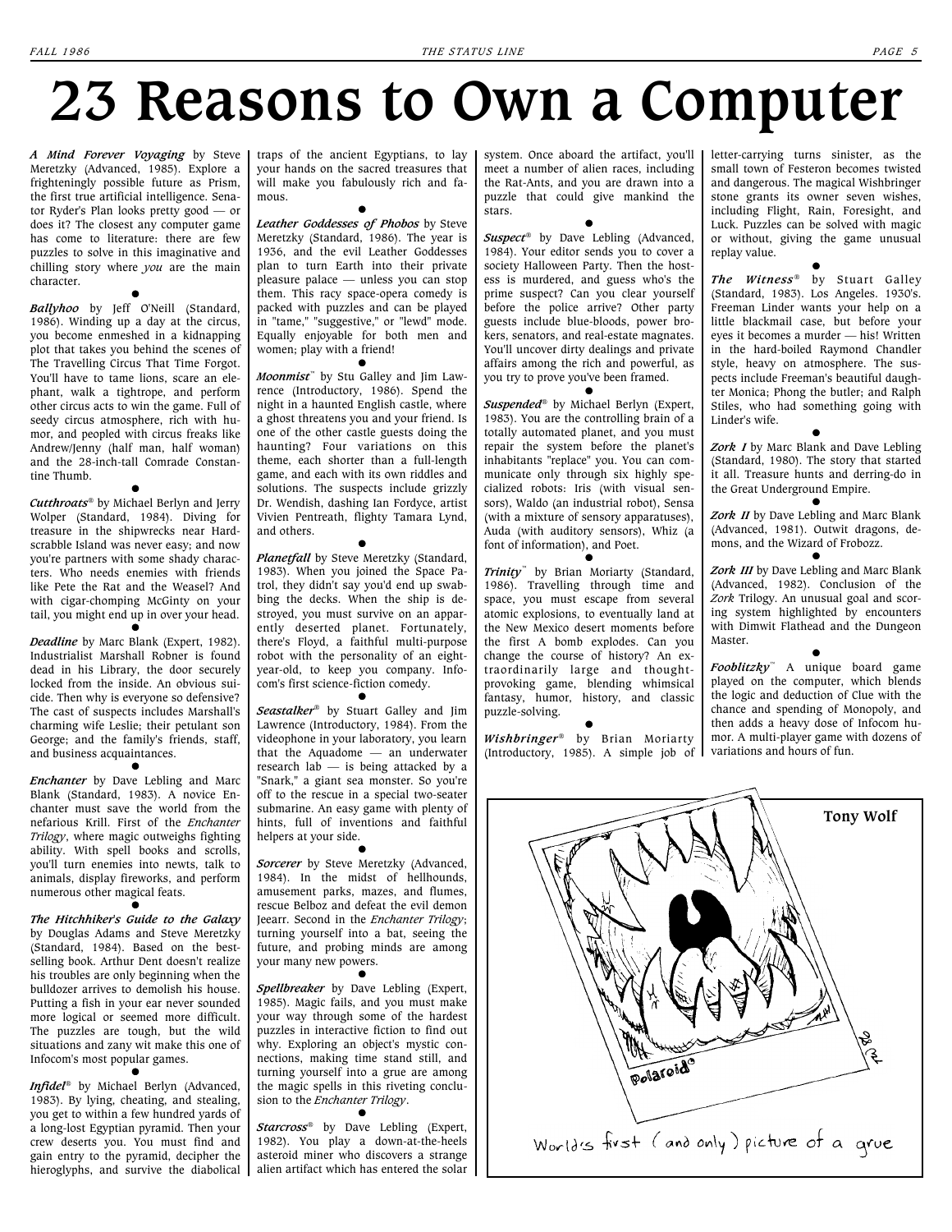# 23 Reasons to Own a Computer

***A Mind Forever Voyaging*** by Steve Meretzky (Advanced, 1985). Explore a frighteningly possible future as Prism, the first true artificial intelligence. Senator Ryder's Plan looks pretty good — or does it? The closest any computer game has come to literature: there are few puzzles to solve in this imaginative and chilling story where *you* are the main character.

***Ballyhoo*** by Jeff O'Neill (Standard, 1986). Winding up a day at the circus, you become enmeshed in a kidnapping plot that takes you behind the scenes of The Travelling Circus That Time Forgot. You'll have to tame lions, scare an elephant, walk a tightrope, and perform other circus acts to win the game. Full of seedy circus atmosphere, rich with humor, and peopled with circus freaks like Andrew/Jenny (half man, half woman) and the 28-inch-tall Comrade Constantine Thumb.

***Cutthroats***® by Michael Berlyn and Jerry Wolper (Standard, 1984). Diving for treasure in the shipwrecks near Hardscrabble Island was never easy; and now you're partners with some shady characters. Who needs enemies with friends like Pete the Rat and the Weasel? And with cigar-chomping McGinty on your tail, you might end up in over your head.

***Deadline*** by Marc Blank (Expert, 1982). Industrialist Marshall Robner is found dead in his Library, the door securely locked from the inside. An obvious suicide. Then why is everyone so defensive? The cast of suspects includes Marshall's charming wife Leslie; their petulant son George; and the family's friends, staff, and business acquaintances.

***Enchanter*** by Dave Lebling and Marc Blank (Standard, 1983). A novice Enchanter must save the world from the nefarious Krill. First of the *Enchanter Trilogy*, where magic outweighs fighting ability. With spell books and scrolls, you'll turn enemies into newts, talk to animals, display fireworks, and perform numerous other magical feats.

***The Hitchhiker's Guide to the Galaxy*** by Douglas Adams and Steve Meretzky (Standard, 1984). Based on the best-selling book. Arthur Dent doesn't realize his troubles are only beginning when the bulldozer arrives to demolish his house. Putting a fish in your ear never sounded more logical or seemed more difficult. The puzzles are tough, but the wild situations and zany wit make this one of Infocom's most popular games.

***Infidel***® by Michael Berlyn (Advanced, 1983). By lying, cheating, and stealing, you get to within a few hundred yards of a long-lost Egyptian pyramid. Then your crew deserts you. You must find and gain entry to the pyramid, decipher the hieroglyphs, and survive the diabolical traps of the ancient Egyptians, to lay your hands on the sacred treasures that will make you fabulously rich and famous.

***Leather Goddesses of Phobos*** by Steve Meretzky (Standard, 1986). The year is 1936, and the evil Leather Goddesses plan to turn Earth into their private pleasure palace — unless you can stop them. This racy space-opera comedy is packed with puzzles and can be played in "tame," "suggestive," or "lewd" mode. Equally enjoyable for both men and women; play with a friend!

***Moonmist***™ by Stu Galley and Jim Lawrence (Introductory, 1986). Spend the night in a haunted English castle, where a ghost threatens you and your friend. Is one of the other castle guests doing the haunting? Four variations on this theme, each shorter than a full-length game, and each with its own riddles and solutions. The suspects include grizzly Dr. Wendish, dashing Ian Fordyce, artist Vivien Pentreath, flighty Tamara Lynd, and others.

***Planetfall*** by Steve Meretzky (Standard, 1983). When you joined the Space Patrol, they didn't say you'd end up swabbing the decks. When the ship is destroyed, you must survive on an apparently deserted planet. Fortunately, there's Floyd, a faithful multi-purpose robot with the personality of an eight-year-old, to keep you company. Infocom's first science-fiction comedy.

***Seastalker***® by Stuart Galley and Jim Lawrence (Introductory, 1984). From the videophone in your laboratory, you learn that the Aquadome — an underwater research lab — is being attacked by a "Snark," a giant sea monster. So you're off to the rescue in a special two-seater submarine. An easy game with plenty of hints, full of inventions and faithful helpers at your side.

***Sorcerer*** by Steve Meretzky (Advanced, 1984). In the midst of hellhounds, amusement parks, mazes, and flumes, rescue Belboz and defeat the evil demon Jeearr. Second in the *Enchanter Trilogy*; turning yourself into a bat, seeing the future, and probing minds are among your many new powers.

***Spellbreaker*** by Dave Lebling (Expert, 1985). Magic fails, and you must make your way through some of the hardest puzzles in interactive fiction to find out why. Exploring an object's mystic connections, making time stand still, and turning yourself into a grue are among the magic spells in this riveting conclusion to the *Enchanter Trilogy*.

***Starcross***® by Dave Lebling (Expert, 1982). You play a down-at-the-heels asteroid miner who discovers a strange alien artifact which has entered the solar system. Once aboard the artifact, you'll meet a number of alien races, including the Rat-Ants, and you are drawn into a puzzle that could give mankind the stars.

***Suspect***® by Dave Lebling (Advanced, 1984). Your editor sends you to cover a society Halloween Party. Then the hostess is murdered, and guess who's the prime suspect? Can you clear yourself before the police arrive? Other party guests include blue-bloods, power brokers, senators, and real-estate magnates. You'll uncover dirty dealings and private affairs among the rich and powerful, as you try to prove you've been framed.

***Suspended***® by Michael Berlyn (Expert, 1983). You are the controlling brain of a totally automated planet, and you must repair the system before the planet's inhabitants "replace" you. You can communicate only through six highly specialized robots: Iris (with visual sensors), Waldo (an industrial robot), Sensa (with a mixture of sensory apparatuses), Auda (with auditory sensors), Whiz (a font of information), and Poet.

***Trinity***™ by Brian Moriarty (Standard, 1986). Travelling through time and space, you must escape from several atomic explosions, to eventually land at the New Mexico desert moments before the first A bomb explodes. Can you change the course of history? An extraordinarily large and thought-provoking game, blending whimsical fantasy, humor, history, and classic puzzle-solving.

***Wishbringer***® by Brian Moriarty (Introductory, 1985). A simple job of letter-carrying turns sinister, as the small town of Festeron becomes twisted and dangerous. The magical Wishbringer stone grants its owner seven wishes, including Flight, Rain, Foresight, and Luck. Puzzles can be solved with magic or without, giving the game unusual replay value.

***The Witness***® by Stuart Galley (Standard, 1983). Los Angeles. 1930's. Freeman Linder wants your help on a little blackmail case, but before your eyes it becomes a murder — his! Written in the hard-boiled Raymond Chandler style, heavy on atmosphere. The suspects include Freeman's beautiful daughter Monica; Phong the butler; and Ralph Stiles, who had something going with Linder's wife.

***Zork I*** by Marc Blank and Dave Lebling (Standard, 1980). The story that started it all. Treasure hunts and derring-do in the Great Underground Empire.

***Zork II*** by Dave Lebling and Marc Blank (Advanced, 1981). Outwit dragons, demons, and the Wizard of Frobozz.

***Zork III*** by Dave Lebling and Marc Blank (Advanced, 1982). Conclusion of the *Zork* Trilogy. An unusual goal and scoring system highlighted by encounters with Dimwit Flathead and the Dungeon Master.

***Fooblitzky***™ A unique board game played on the computer, which blends the logic and deduction of Clue with the chance and spending of Monopoly, and then adds a heavy dose of Infocom humor. A multi-player game with dozens of variations and hours of fun.

Tony Wolf

World's first (and only) picture of a grue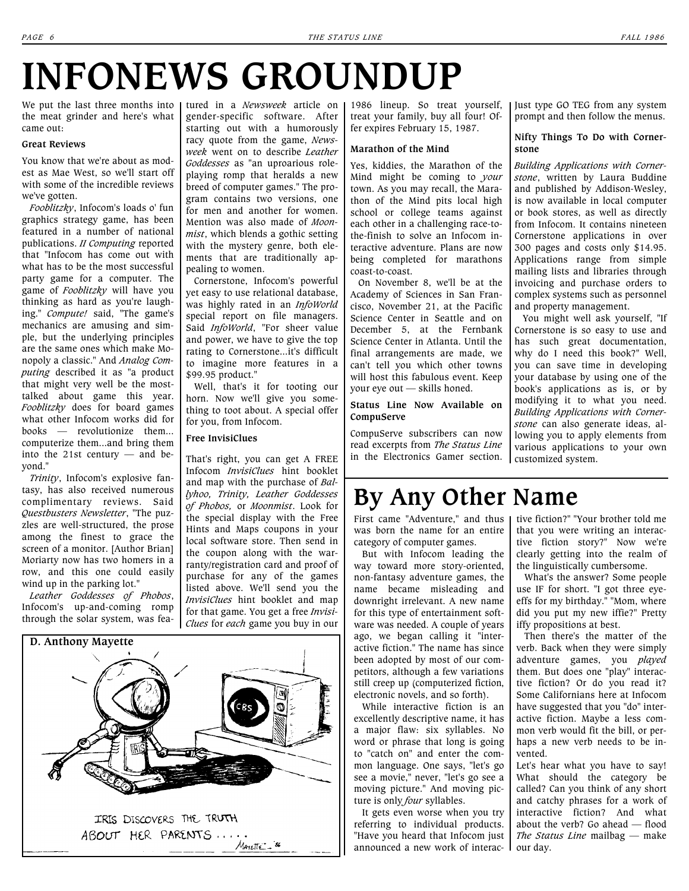# INFONEWS GROUNDUP

We put the last three months into the meat grinder and here's what came out:

**Great Reviews**

You know that we're about as modest as Mae West, so we'll start off with some of the incredible reviews we've gotten.

*Fooblitzky*, Infocom's loads o' fun graphics strategy game, has been featured in a number of national publications. *II Computing* reported that "Infocom has come out with what has to be the most successful party game for a computer. The game of *Fooblitzky* will have you thinking as hard as you're laughing." *Compute!* said, "The game's mechanics are amusing and simple, but the underlying principles are the same ones which make Monopoly a classic." And *Analog Computing* described it as "a product that might very well be the most-talked about game this year. *Fooblitzky* does for board games what other Infocom works did for books — revolutionize them...computerize them...and bring them into the 21st century — and beyond."

*Trinity*, Infocom's explosive fantasy, has also received numerous complimentary reviews. Said *Questbusters Newsletter*, "The puzzles are well-structured, the prose among the finest to grace the screen of a monitor. [Author Brian] Moriarty now has two homers in a row, and this one could easily wind up in the parking lot."

*Leather Goddesses of Phobos*, Infocom's up-and-coming romp through the solar system, was featured in a *Newsweek* article on gender-specific software. After starting out with a humorously racy quote from the game, *Newsweek* went on to describe *Leather Goddesses* as "an uproarious role-playing romp that heralds a new breed of computer games." The program contains two versions, one for men and another for women. Mention was also made of *Moonmist*, which blends a gothic setting with the mystery genre, both elements that are traditionally appealing to women.

Cornerstone, Infocom's powerful yet easy to use relational database, was highly rated in an *InfoWorld* special report on file managers. Said *InfoWorld*, "For sheer value and power, we have to give the top rating to Cornerstone...it's difficult to imagine more features in a $99.95 product."

Well, that's it for tooting our horn. Now we'll give you something to toot about. A special offer for you, from Infocom.

**Free InvisiClues**

That's right, you can get A FREE Infocom *InvisiClues* hint booklet and map with the purchase of *Ballyhoo, Trinity, Leather Goddesses of Phobos,* or *Moonmist*. Look for the special display with the Free Hints and Maps coupons in your local software store. Then send in the coupon along with the warranty/registration card and proof of purchase for any of the games listed above. We'll send you the *InvisiClues* hint booklet and map for that game. You get a free *InvisiClues* for *each* game you buy in our 1986 lineup. So treat yourself, treat your family, buy all four! Offer expires February 15, 1987.

**Marathon of the Mind**

Yes, kiddies, the Marathon of the Mind might be coming to *your* town. As you may recall, the Marathon of the Mind pits local high school or college teams against each other in a challenging race-to-the-finish to solve an Infocom interactive adventure. Plans are now being completed for marathons coast-to-coast.

On November 8, we'll be at the Academy of Sciences in San Francisco, November 21, at the Pacific Science Center in Seattle and on December 5, at the Fernbank Science Center in Atlanta. Until the final arrangements are made, we can't tell you which other towns will host this fabulous event. Keep your eye out — skills honed.

**Status Line Now Available on CompuServe**

CompuServe subscribers can now read excerpts from *The Status Line* in the Electronics Gamer section. Just type GO TEG from any system prompt and then follow the menus.

**Nifty Things To Do with Cornerstone**

*Building Applications with Cornerstone*, written by Laura Buddine and published by Addison-Wesley, is now available in local computer or book stores, as well as directly from Infocom. It contains nineteen Cornerstone applications in over 300 pages and costs only $14.95. Applications range from simple mailing lists and libraries through invoicing and purchase orders to complex systems such as personnel and property management.

You might well ask yourself, "If Cornerstone is so easy to use and has such great documentation, why do I need this book?" Well, you can save time in developing your database by using one of the book's applications as is, or by modifying it to what you need. *Building Applications with Cornerstone* can also generate ideas, allowing you to apply elements from various applications to your own customized system.

**D. Anthony Mayette**

IRIS DISCOVERS THE TRUTH ABOUT HER PARENTS.....

# By Any Other Name

First came "Adventure," and thus was born the name for an entire category of computer games.

But with Infocom leading the way toward more story-oriented, non-fantasy adventure games, the name became misleading and downright irrelevant. A new name for this type of entertainment software was needed. A couple of years ago, we began calling it "interactive fiction." The name has since been adopted by most of our competitors, although a few variations still creep up (computerized fiction, electronic novels, and so forth).

While interactive fiction is an excellently descriptive name, it has a major flaw: six syllables. No word or phrase that long is going to "catch on" and enter the common language. One says, "let's go see a movie," never, "let's go see a moving picture." And moving picture is only *four* syllables.

It gets even worse when you try referring to individual products. "Have you heard that Infocom just announced a new work of interactive fiction?" "Your brother told me that you were writing an interactive fiction story?" Now we're clearly getting into the realm of the linguistically cumbersome.

What's the answer? Some people use IF for short. "I got three eye-effs for my birthday." "Mom, where did you put my new iffie?" Pretty iffy propositions at best.

Then there's the matter of the verb. Back when they were simply adventure games, you *played* them. But does one "play" interactive fiction? Or do you read it? Some Californians here at Infocom have suggested that you "do" interactive fiction. Maybe a less common verb would fit the bill, or perhaps a new verb needs to be invented.

Let's hear what you have to say! What should the category be called? Can you think of any short and catchy phrases for a work of interactive fiction? And what about the verb? Go ahead — flood *The Status Line* mailbag — make our day.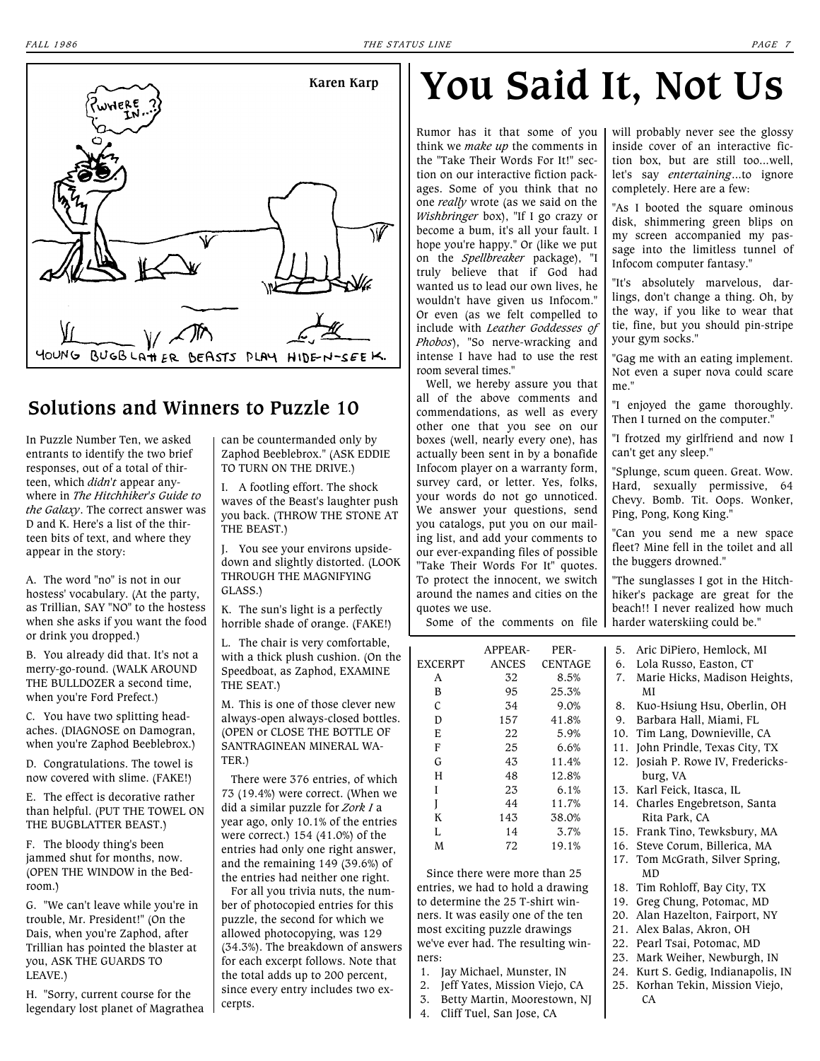Karen Karp

YOUNG BUGBLATTER BEASTS PLAY HIDE-N-SEEK.

## Solutions and Winners to Puzzle 10

In Puzzle Number Ten, we asked entrants to identify the two brief responses, out of a total of thirteen, which *didn't* appear anywhere in *The Hitchhiker's Guide to the Galaxy*. The correct answer was D and K. Here's a list of the thirteen bits of text, and where they appear in the story:

A. The word "no" is not in our hostess' vocabulary. (At the party, as Trillian, SAY "NO" to the hostess when she asks if you want the food or drink you dropped.)

B. You already did that. It's not a merry-go-round. (WALK AROUND THE BULLDOZER a second time, when you're Ford Prefect.)

C. You have two splitting headaches. (DIAGNOSE on Damogran, when you're Zaphod Beeblebrox.)

D. Congratulations. The towel is now covered with slime. (FAKE!)

E. The effect is decorative rather than helpful. (PUT THE TOWEL ON THE BUGBLATTER BEAST.)

F. The bloody thing's been jammed shut for months, now. (OPEN THE WINDOW in the Bedroom.)

G. "We can't leave while you're in trouble, Mr. President!" (On the Dais, when you're Zaphod, after Trillian has pointed the blaster at you, ASK THE GUARDS TO LEAVE.)

H. "Sorry, current course for the legendary lost planet of Magrathea can be countermanded only by Zaphod Beeblebrox." (ASK EDDIE TO TURN ON THE DRIVE.)

I. A footling effort. The shock waves of the Beast's laughter push you back. (THROW THE STONE AT THE BEAST.)

J. You see your environs upside-down and slightly distorted. (LOOK THROUGH THE MAGNIFYING GLASS.)

K. The sun's light is a perfectly horrible shade of orange. (FAKE!)

L. The chair is very comfortable, with a thick plush cushion. (On the Speedboat, as Zaphod, EXAMINE THE SEAT.)

M. This is one of those clever new always-open always-closed bottles. (OPEN or CLOSE THE BOTTLE OF SANTRAGINEAN MINERAL WATER.)

There were 376 entries, of which 73 (19.4%) were correct. (When we did a similar puzzle for *Zork I* a year ago, only 10.1% of the entries were correct.) 154 (41.0%) of the entries had only one right answer, and the remaining 149 (39.6%) of the entries had neither one right.

For all you trivia nuts, the number of photocopied entries for this puzzle, the second for which we allowed photocopying, was 129 (34.3%). The breakdown of answers for each excerpt follows. Note that the total adds up to 200 percent, since every entry includes two excerpts.

| EXCERPT | APPEARANCES | PERCENTAGE |
|---|---|---|
| A | 32 | 8.5% |
| B | 95 | 25.3% |
| C | 34 | 9.0% |
| D | 157 | 41.8% |
| E | 22 | 5.9% |
| F | 25 | 6.6% |
| G | 43 | 11.4% |
| H | 48 | 12.8% |
| I | 23 | 6.1% |
| J | 44 | 11.7% |
| K | 143 | 38.0% |
| L | 14 | 3.7% |
| M | 72 | 19.1% |

Since there were more than 25 entries, we had to hold a drawing to determine the 25 T-shirt winners. It was easily one of the ten most exciting puzzle drawings we've ever had. The resulting winners:

1. Jay Michael, Munster, IN
2. Jeff Yates, Mission Viejo, CA
3. Betty Martin, Moorestown, NJ
4. Cliff Tuel, San Jose, CA
5. Aric DiPiero, Hemlock, MI
6. Lola Russo, Easton, CT
7. Marie Hicks, Madison Heights, MI
8. Kuo-Hsiung Hsu, Oberlin, OH
9. Barbara Hall, Miami, FL
10. Tim Lang, Downieville, CA
11. John Prindle, Texas City, TX
12. Josiah P. Rowe IV, Fredericksburg, VA
13. Karl Feick, Itasca, IL
14. Charles Engebretson, Santa Rita Park, CA
15. Frank Tino, Tewksbury, MA
16. Steve Corum, Billerica, MA
17. Tom McGrath, Silver Spring, MD
18. Tim Rohloff, Bay City, TX
19. Greg Chung, Potomac, MD
20. Alan Hazelton, Fairport, NY
21. Alex Balas, Akron, OH
22. Pearl Tsai, Potomac, MD
23. Mark Weiher, Newburgh, IN
24. Kurt S. Gedig, Indianapolis, IN
25. Korhan Tekin, Mission Viejo, CA

# You Said It, Not Us

Rumor has it that some of you think we *make up* the comments in the "Take Their Words For It!" section on our interactive fiction packages. Some of you think that no one *really* wrote (as we said on the *Wishbringer* box), "If I go crazy or become a bum, it's all your fault. I hope you're happy." Or (like we put on the *Spellbreaker* package), "I truly believe that if God had wanted us to lead our own lives, he wouldn't have given us Infocom." Or even (as we felt compelled to include with *Leather Goddesses of Phobos*), "So nerve-wracking and intense I have had to use the rest room several times."

Well, we hereby assure you that all of the above comments and commendations, as well as every other one that you see on our boxes (well, nearly every one), has actually been sent in by a bonafide Infocom player on a warranty form, survey card, or letter. Yes, folks, your words do not go unnoticed. We answer your questions, send you catalogs, put you on our mailing list, and add your comments to our ever-expanding files of possible "Take Their Words For It" quotes. To protect the innocent, we switch around the names and cities on the quotes we use.

Some of the comments on file will probably never see the glossy inside cover of an interactive fiction box, but are still too...well, let's say *entertaining*...to ignore completely. Here are a few:

"As I booted the square ominous disk, shimmering green blips on my screen accompanied my passage into the limitless tunnel of Infocom computer fantasy."

"It's absolutely marvelous, darlings, don't change a thing. Oh, by the way, if you like to wear that tie, fine, but you should pin-stripe your gym socks."

"Gag me with an eating implement. Not even a super nova could scare me."

"I enjoyed the game thoroughly. Then I turned on the computer."

"I frotzed my girlfriend and now I can't get any sleep."

"Splunge, scum queen. Great. Wow. Hard, sexually permissive, 64 Chevy. Bomb. Tit. Oops. Wonker, Ping, Pong, Kong King."

"Can you send me a new space fleet? Mine fell in the toilet and all the buggers drowned."

"The sunglasses I got in the Hitchhiker's package are great for the beach!! I never realized how much harder waterskiing could be."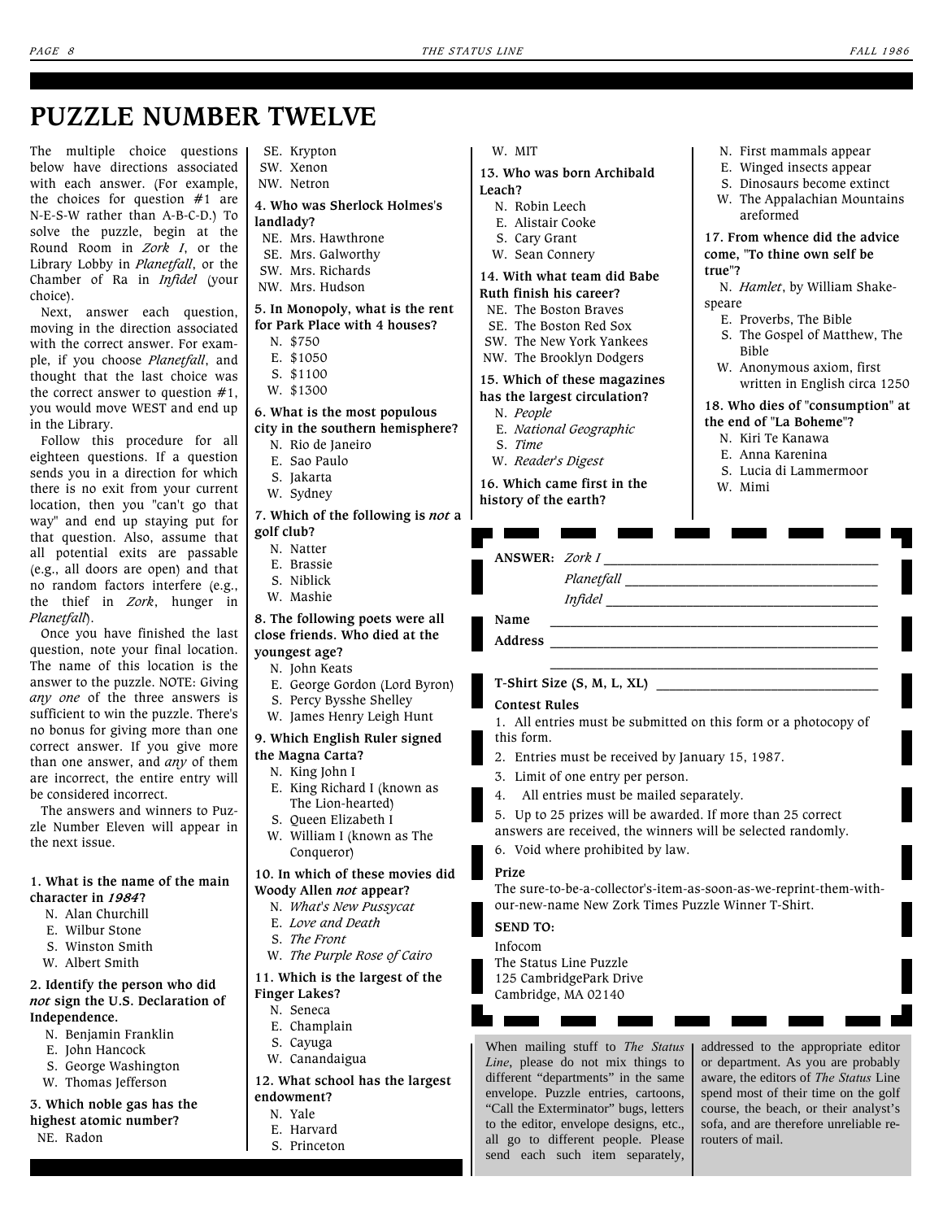# PUZZLE NUMBER TWELVE

The multiple choice questions below have directions associated with each answer. (For example, the choices for question #1 are N-E-S-W rather than A-B-C-D.) To solve the puzzle, begin at the Round Room in *Zork I*, or the Library Lobby in *Planetfall*, or the Chamber of Ra in *Infidel* (your choice).

Next, answer each question, moving in the direction associated with the correct answer. For example, if you choose *Planetfall*, and thought that the last choice was the correct answer to question #1, you would move WEST and end up in the Library.

Follow this procedure for all eighteen questions. If a question sends you in a direction for which there is no exit from your current location, then you "can't go that way" and end up staying put for that question. Also, assume that all potential exits are passable (e.g., all doors are open) and that no random factors interfere (e.g., the thief in *Zork*, hunger in *Planetfall*).

Once you have finished the last question, note your final location. The name of this location is the answer to the puzzle. NOTE: Giving *any one* of the three answers is sufficient to win the puzzle. There's no bonus for giving more than one correct answer. If you give more than one answer, and *any* of them are incorrect, the entire entry will be considered incorrect.

The answers and winners to Puzzle Number Eleven will appear in the next issue.

**1. What is the name of the main character in *1984*?**
- N. Alan Churchill
- E. Wilbur Stone
- S. Winston Smith
- W. Albert Smith

**2. Identify the person who did *not* sign the U.S. Declaration of Independence.**
- N. Benjamin Franklin
- E. John Hancock
- S. George Washington
- W. Thomas Jefferson

**3. Which noble gas has the highest atomic number?**
- NE. Radon
- SE. Krypton
- SW. Xenon
- NW. Netron

**4. Who was Sherlock Holmes's landlady?**
- NE. Mrs. Hawthrone
- SE. Mrs. Galworthy
- SW. Mrs. Richards
- NW. Mrs. Hudson

**5. In Monopoly, what is the rent for Park Place with 4 houses?**
- N. $750
- E. $1050
- S. $1100
- W. $1300

**6. What is the most populous city in the southern hemisphere?**
- N. Rio de Janeiro
- E. Sao Paulo
- S. Jakarta
- W. Sydney

**7. Which of the following is *not* a golf club?**
- N. Natter
- E. Brassie
- S. Niblick
- W. Mashie

**8. The following poets were all close friends. Who died at the youngest age?**
- N. John Keats
- E. George Gordon (Lord Byron)
- S. Percy Bysshe Shelley
- W. James Henry Leigh Hunt

**9. Which English Ruler signed the Magna Carta?**
- N. King John I
- E. King Richard I (known as The Lion-hearted)
- S. Queen Elizabeth I
- W. William I (known as The Conqueror)

**10. In which of these movies did Woody Allen *not* appear?**
- N. *What's New Pussycat*
- E. *Love and Death*
- S. *The Front*
- W. *The Purple Rose of Cairo*

**11. Which is the largest of the Finger Lakes?**
- N. Seneca
- E. Champlain
- S. Cayuga
- W. Canandaigua

**12. What school has the largest endowment?**
- N. Yale
- E. Harvard
- S. Princeton
- W. MIT

**13. Who was born Archibald Leach?**
- N. Robin Leech
- E. Alistair Cooke
- S. Cary Grant
- W. Sean Connery

**14. With what team did Babe Ruth finish his career?**
- NE. The Boston Braves
- SE. The Boston Red Sox
- SW. The New York Yankees
- NW. The Brooklyn Dodgers

**15. Which of these magazines has the largest circulation?**
- N. *People*
- E. *National Geographic*
- S. *Time*
- W. *Reader's Digest*

**16. Which came first in the history of the earth?**
- N. First mammals appear
- E. Winged insects appear
- S. Dinosaurs become extinct
- W. The Appalachian Mountains areformed

**17. From whence did the advice come, "To thine own self be true"?**
- N. *Hamlet*, by William Shakespeare
- E. Proverbs, The Bible
- S. The Gospel of Matthew, The Bible
- W. Anonymous axiom, first written in English circa 1250

**18. Who dies of "consumption" at the end of "La Boheme"?**
- N. Kiri Te Kanawa
- E. Anna Karenina
- S. Lucia di Lammermoor
- W. Mimi

**ANSWER:** *Zork I* ______________________

*Planetfall* ______________________

*Infidel* ______________________

**Name** ______________________

**Address** ______________________

______________________

**T-Shirt Size (S, M, L, XL)** ______________________

**Contest Rules**

1. All entries must be submitted on this form or a photocopy of this form.
2. Entries must be received by January 15, 1987.
3. Limit of one entry per person.
4. All entries must be mailed separately.
5. Up to 25 prizes will be awarded. If more than 25 correct answers are received, the winners will be selected randomly.
6. Void where prohibited by law.

**Prize**

The sure-to-be-a-collector's-item-as-soon-as-we-reprint-them-with-our-new-name New Zork Times Puzzle Winner T-Shirt.

**SEND TO:**

Infocom
The Status Line Puzzle
125 CambridgePark Drive
Cambridge, MA 02140

When mailing stuff to *The Status Line*, please do not mix things to different "departments" in the same envelope. Puzzle entries, cartoons, "Call the Exterminator" bugs, letters to the editor, envelope designs, etc., all go to different people. Please send each such item separately, addressed to the appropriate editor or department. As you are probably aware, the editors of *The Status Line* spend most of their time on the golf course, the beach, or their analyst's sofa, and are therefore unreliable rerouters of mail.